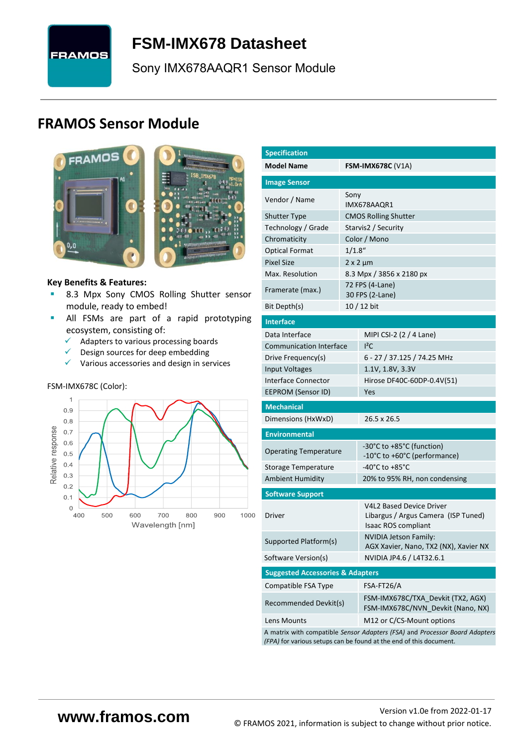// FSM-IMX678 Datasheet

Sony IMX678AAQR1 Sensor Module

## FRAMOS Sensor Module

**Key Benefits & Features:**

- 8.3 Mpx Sony CMOS Rolling Shutter sensor module, ready to embed!
- All FSMs are part of a rapid prototyping ecosystem, consisting of:
  - ✓ Adapters to various processing boards
  - ✓ Design sources for deep embedding
  - ✓ Various accessories and design in services

FSM-IMX678C (Color):

| Specification | |
|---|---|
| **Model Name** | **FSM-IMX678C** (V1A) |
| **Image Sensor** | |
| Vendor / Name | Sony IMX678AAQR1 |
| Shutter Type | CMOS Rolling Shutter |
| Technology / Grade | Starvis2 / Security |
| Chromaticity | Color / Mono |
| Optical Format | 1/1.8" |
| Pixel Size | 2 x 2 µm |
| Max. Resolution | 8.3 Mpx / 3856 x 2180 px |
| Framerate (max.) | 72 FPS (4-Lane)<br>30 FPS (2-Lane) |
| Bit Depth(s) | 10 / 12 bit |
| **Interface** | |
| Data Interface | MIPI CSI-2 (2 / 4 Lane) |
| Communication Interface | I²C |
| Drive Frequency(s) | 6 - 27 / 37.125 / 74.25 MHz |
| Input Voltages | 1.1V, 1.8V, 3.3V |
| Interface Connector | Hirose DF40C-60DP-0.4V(51) |
| EEPROM (Sensor ID) | Yes |
| **Mechanical** | |
| Dimensions (HxWxD) | 26.5 x 26.5 |
| **Environmental** | |
| Operating Temperature | -30°C to +85°C (function)<br>-10°C to +60°C (performance) |
| Storage Temperature | -40°C to +85°C |
| Ambient Humidity | 20% to 95% RH, non condensing |
| **Software Support** | |
| Driver | V4L2 Based Device Driver<br>Libargus / Argus Camera (ISP Tuned)<br>Isaac ROS compliant |
| Supported Platform(s) | NVIDIA Jetson Family:<br>AGX Xavier, Nano, TX2 (NX), Xavier NX |
| Software Version(s) | NVIDIA JP4.6 / L4T32.6.1 |
| **Suggested Accessories & Adapters** | |
| Compatible FSA Type | FSA-FT26/A |
| Recommended Devkit(s) | FSM-IMX678C/TXA_Devkit (TX2, AGX)<br>FSM-IMX678C/NVN_Devkit (Nano, NX) |
| Lens Mounts | M12 or C/CS-Mount options |

A matrix with compatible *Sensor Adapters (FSA)* and *Processor Board Adapters (FPA)* for various setups can be found at the end of this document.

www.framos.com

Version v1.0e from 2022-01-17

© FRAMOS 2021, information is subject to change without prior notice.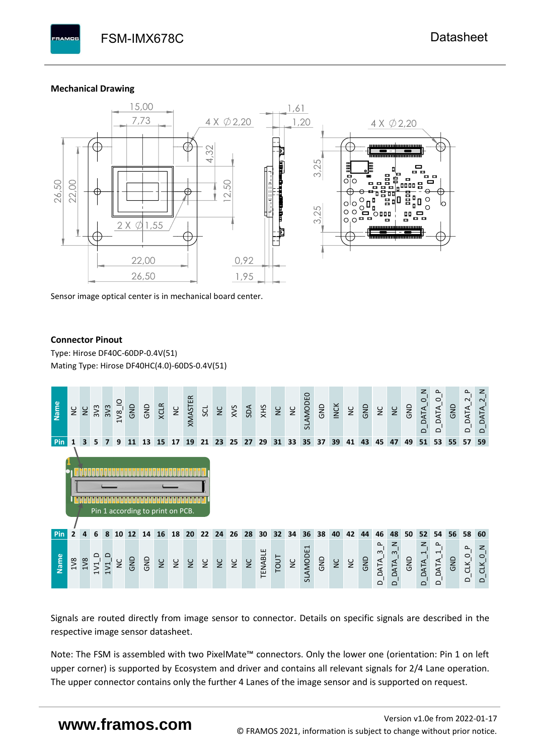### Mechanical Drawing

Sensor image optical center is in mechanical board center.

### Connector Pinout

Type: Hirose DF40C-60DP-0.4V(51)
Mating Type: Hirose DF40HC(4.0)-60DS-0.4V(51)

| Name | NC | NC | 3V3 | 3V3 | 1V8_IO | GND | GND | XCLR | NC | XMASTER | SCL | NC | XVS | SDA | XHS | NC | NC | SLAMODE0 | GND | INCK | NC | GND | NC | NC | GND | D_DATA_0_N | D_DATA_0_P | GND | D_DATA_2_P | D_DATA_2_N |
|---|---|---|---|---|---|---|---|---|---|---|---|---|---|---|---|---|---|---|---|---|---|---|---|---|---|---|---|---|---|---|
| Pin | 1 | 3 | 5 | 7 | 9 | 11 | 13 | 15 | 17 | 19 | 21 | 23 | 25 | 27 | 29 | 31 | 33 | 35 | 37 | 39 | 41 | 43 | 45 | 47 | 49 | 51 | 53 | 55 | 57 | 59 |

Pin 1 according to print on PCB.

| Pin | 2 | 4 | 6 | 8 | 10 | 12 | 14 | 16 | 18 | 20 | 22 | 24 | 26 | 28 | 30 | 32 | 34 | 36 | 38 | 40 | 42 | 44 | 46 | 48 | 50 | 52 | 54 | 56 | 58 | 60 |
|---|---|---|---|---|---|---|---|---|---|---|---|---|---|---|---|---|---|---|---|---|---|---|---|---|---|---|---|---|---|---|
| Name | 1V8 | 1V8 | 1V1_D | 1V1_D | NC | GND | GND | NC | NC | NC | NC | NC | NC | NC | TENABLE | TOUT | NC | SLAMODE1 | GND | NC | NC | GND | D_DATA_3_P | D_DATA_3_N | GND | D_DATA_1_N | D_DATA_1_P | GND | D_CLK_0_P | D_CLK_0_N |

Signals are routed directly from image sensor to connector. Details on specific signals are described in the respective image sensor datasheet.

Note: The FSM is assembled with two PixelMate™ connectors. Only the lower one (orientation: Pin 1 on left upper corner) is supported by Ecosystem and driver and contains all relevant signals for 2/4 Lane operation. The upper connector contains only the further 4 Lanes of the image sensor and is supported on request.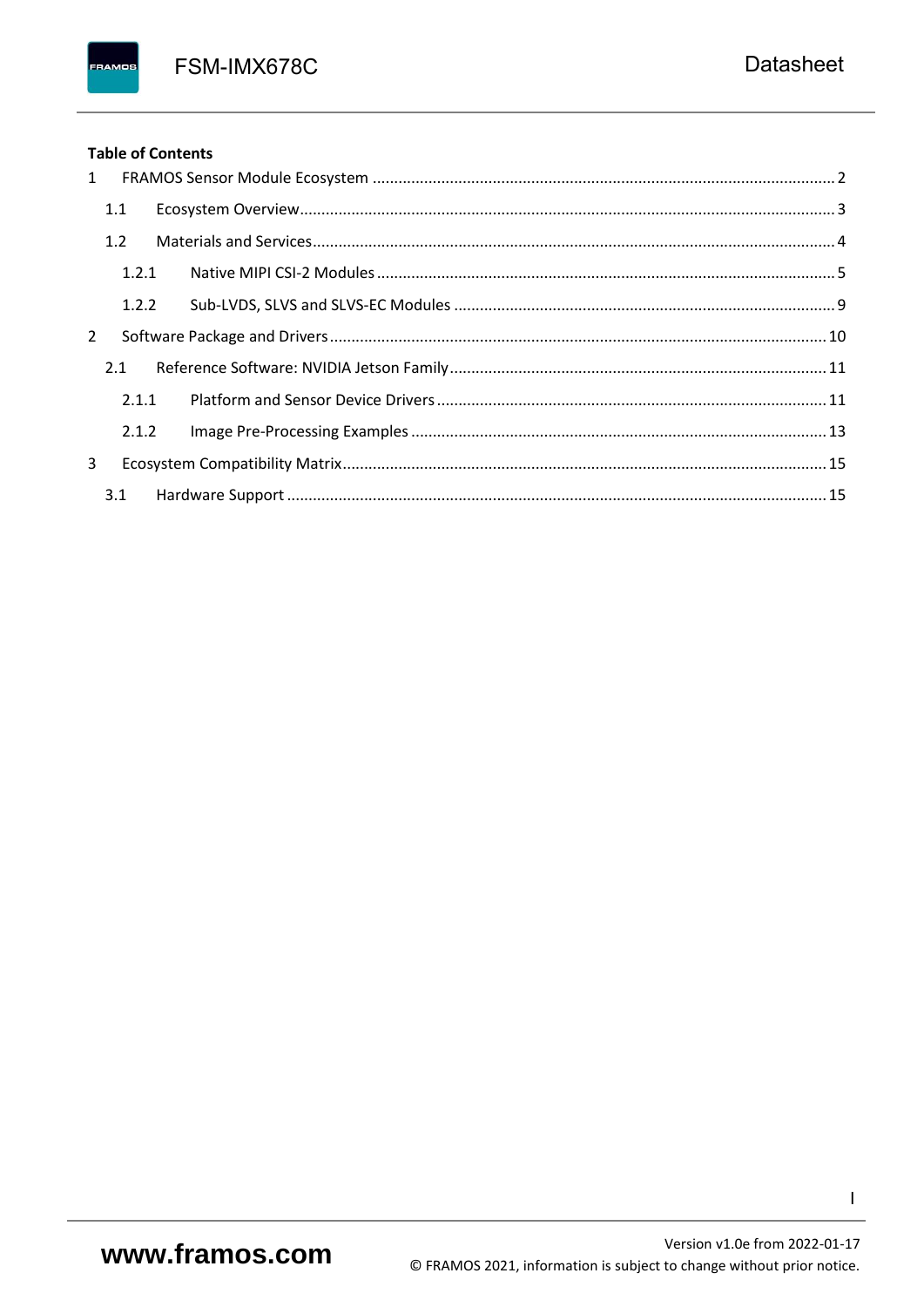**Table of Contents**

1 FRAMOS Sensor Module Ecosystem ........................................................................................................ 2

1.1 Ecosystem Overview ......................................................................................................................... 3

1.2 Materials and Services ...................................................................................................................... 4

1.2.1 Native MIPI CSI-2 Modules ......................................................................................................... 5

1.2.2 Sub-LVDS, SLVS and SLVS-EC Modules ...................................................................................... 9

2 Software Package and Drivers ................................................................................................................ 10

2.1 Reference Software: NVIDIA Jetson Family ..................................................................................... 11

2.1.1 Platform and Sensor Device Drivers ......................................................................................... 11

2.1.2 Image Pre-Processing Examples ............................................................................................... 13

3 Ecosystem Compatibility Matrix ............................................................................................................. 15

3.1 Hardware Support ........................................................................................................................... 15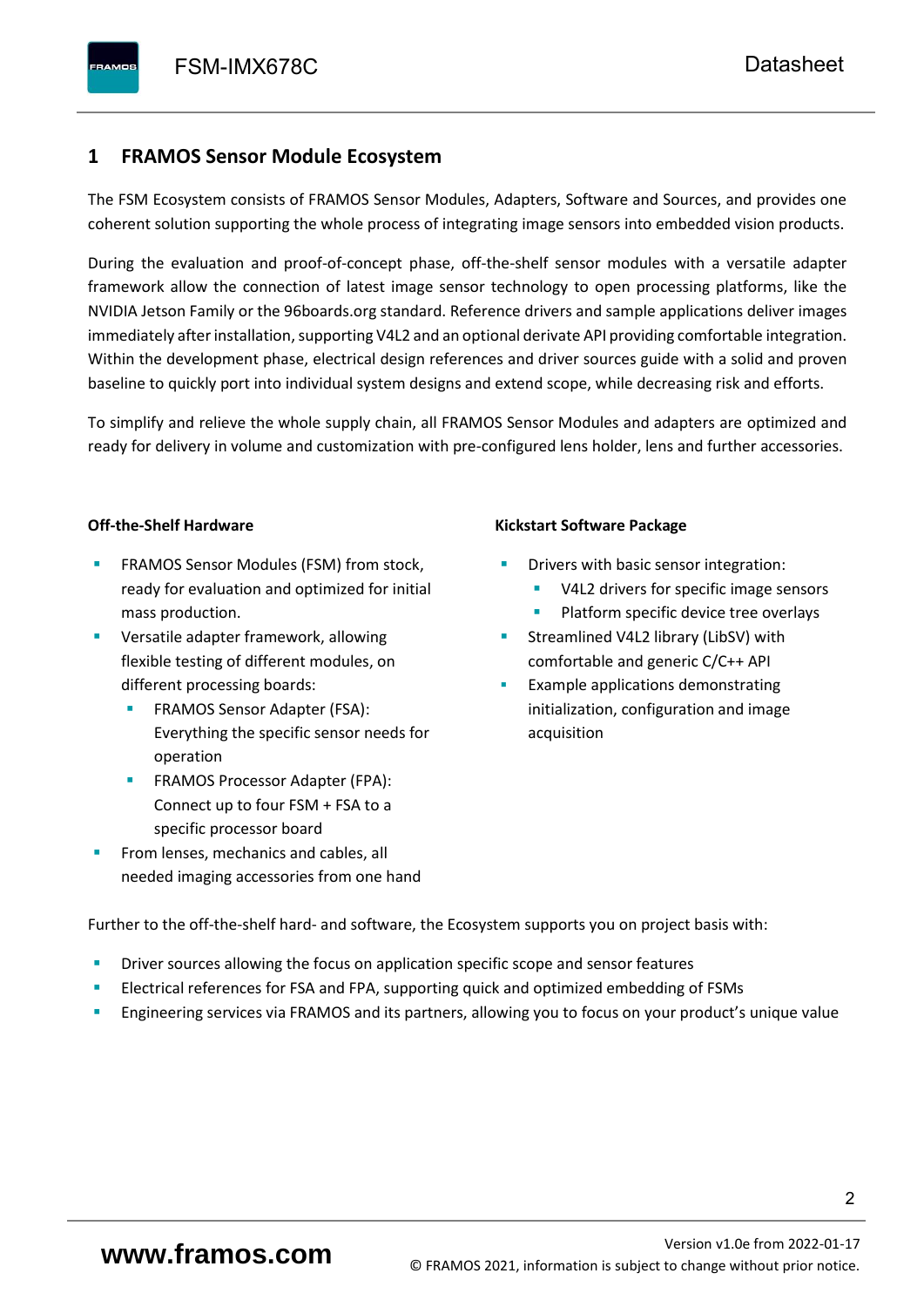# 1 FRAMOS Sensor Module Ecosystem

The FSM Ecosystem consists of FRAMOS Sensor Modules, Adapters, Software and Sources, and provides one coherent solution supporting the whole process of integrating image sensors into embedded vision products.

During the evaluation and proof-of-concept phase, off-the-shelf sensor modules with a versatile adapter framework allow the connection of latest image sensor technology to open processing platforms, like the NVIDIA Jetson Family or the 96boards.org standard. Reference drivers and sample applications deliver images immediately after installation, supporting V4L2 and an optional derivate API providing comfortable integration. Within the development phase, electrical design references and driver sources guide with a solid and proven baseline to quickly port into individual system designs and extend scope, while decreasing risk and efforts.

To simplify and relieve the whole supply chain, all FRAMOS Sensor Modules and adapters are optimized and ready for delivery in volume and customization with pre-configured lens holder, lens and further accessories.

**Off-the-Shelf Hardware**

- FRAMOS Sensor Modules (FSM) from stock, ready for evaluation and optimized for initial mass production.
- Versatile adapter framework, allowing flexible testing of different modules, on different processing boards:
  - FRAMOS Sensor Adapter (FSA): Everything the specific sensor needs for operation
  - FRAMOS Processor Adapter (FPA): Connect up to four FSM + FSA to a specific processor board
- From lenses, mechanics and cables, all needed imaging accessories from one hand

**Kickstart Software Package**

- Drivers with basic sensor integration:
  - V4L2 drivers for specific image sensors
  - Platform specific device tree overlays
- Streamlined V4L2 library (LibSV) with comfortable and generic C/C++ API
- Example applications demonstrating initialization, configuration and image acquisition

Further to the off-the-shelf hard- and software, the Ecosystem supports you on project basis with:

- Driver sources allowing the focus on application specific scope and sensor features
- Electrical references for FSA and FPA, supporting quick and optimized embedding of FSMs
- Engineering services via FRAMOS and its partners, allowing you to focus on your product's unique value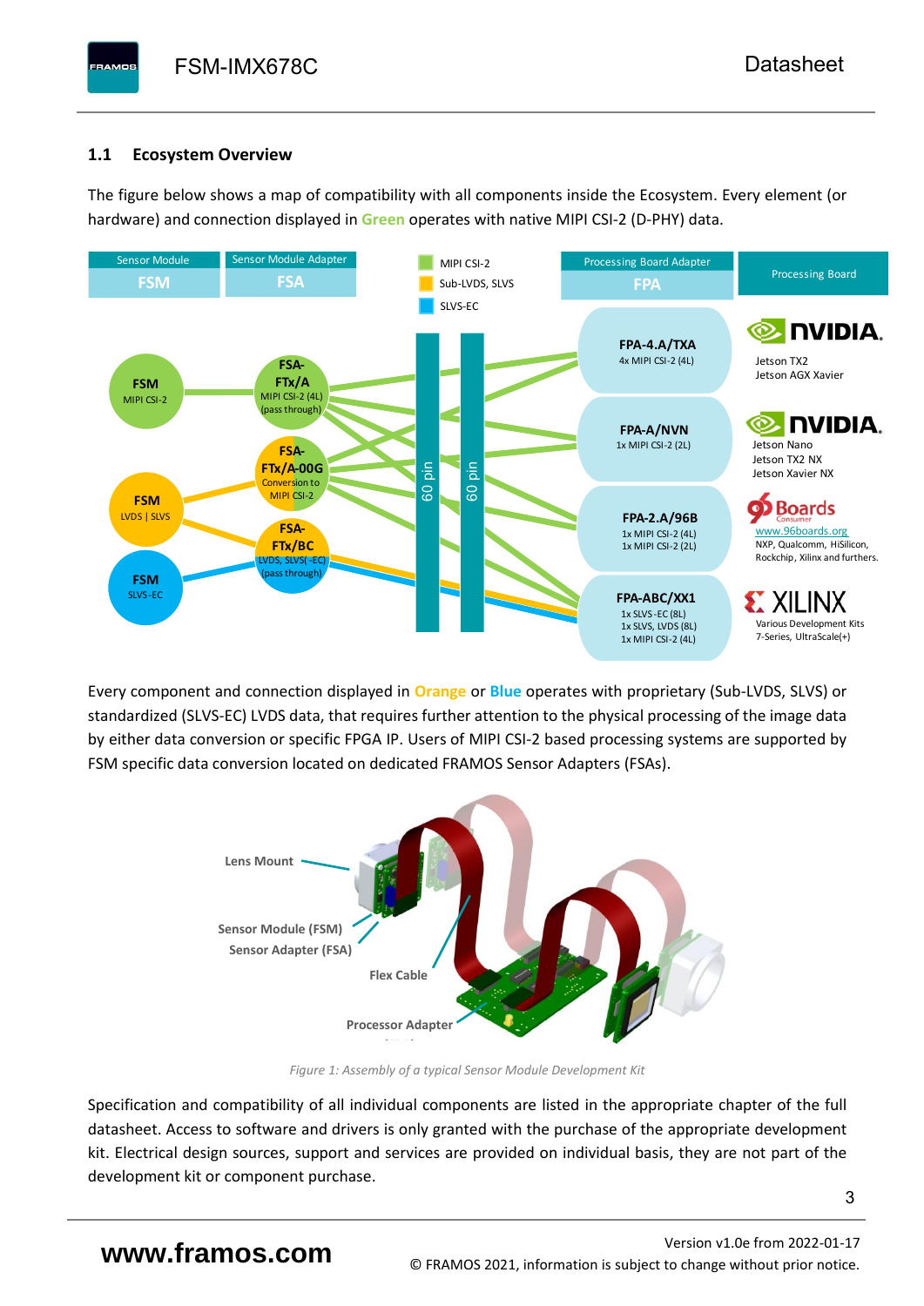## 1.1 Ecosystem Overview

The figure below shows a map of compatibility with all components inside the Ecosystem. Every element (or hardware) and connection displayed in **Green** operates with native MIPI CSI-2 (D-PHY) data.

Every component and connection displayed in **Orange** or **Blue** operates with proprietary (Sub-LVDS, SLVS) or standardized (SLVS-EC) LVDS data, that requires further attention to the physical processing of the image data by either data conversion or specific FPGA IP. Users of MIPI CSI-2 based processing systems are supported by FSM specific data conversion located on dedicated FRAMOS Sensor Adapters (FSAs).

*Figure 1: Assembly of a typical Sensor Module Development Kit*

Specification and compatibility of all individual components are listed in the appropriate chapter of the full datasheet. Access to software and drivers is only granted with the purchase of the appropriate development kit. Electrical design sources, support and services are provided on individual basis, they are not part of the development kit or component purchase.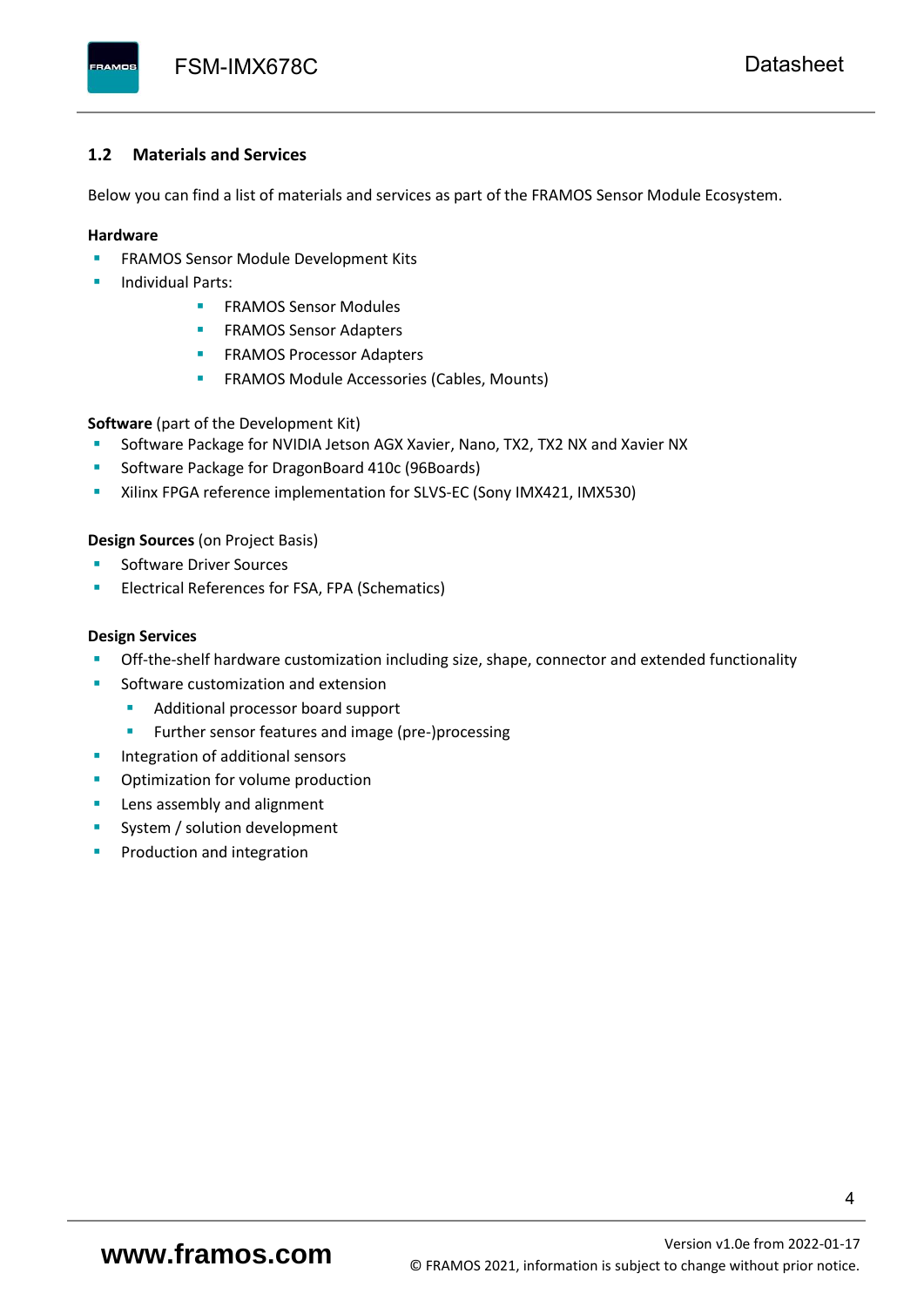## 1.2 Materials and Services

Below you can find a list of materials and services as part of the FRAMOS Sensor Module Ecosystem.

**Hardware**

- FRAMOS Sensor Module Development Kits
- Individual Parts:
    - FRAMOS Sensor Modules
    - FRAMOS Sensor Adapters
    - FRAMOS Processor Adapters
    - FRAMOS Module Accessories (Cables, Mounts)

**Software** (part of the Development Kit)

- Software Package for NVIDIA Jetson AGX Xavier, Nano, TX2, TX2 NX and Xavier NX
- Software Package for DragonBoard 410c (96Boards)
- Xilinx FPGA reference implementation for SLVS-EC (Sony IMX421, IMX530)

**Design Sources** (on Project Basis)

- Software Driver Sources
- Electrical References for FSA, FPA (Schematics)

**Design Services**

- Off-the-shelf hardware customization including size, shape, connector and extended functionality
- Software customization and extension
    - Additional processor board support
    - Further sensor features and image (pre-)processing
- Integration of additional sensors
- Optimization for volume production
- Lens assembly and alignment
- System / solution development
- Production and integration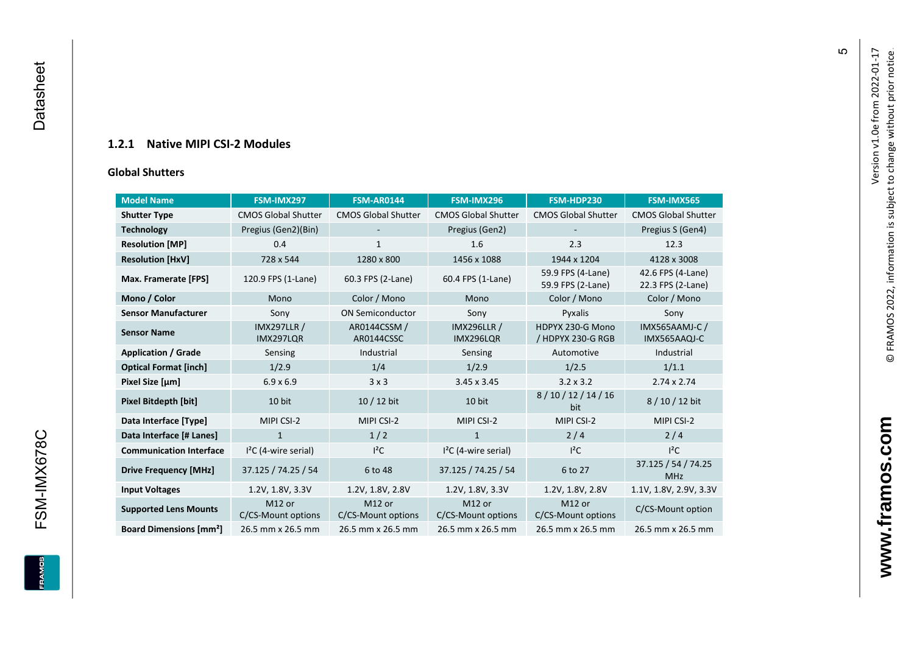### 1.2.1 Native MIPI CSI-2 Modules

**Global Shutters**

| Model Name | FSM-IMX297 | FSM-AR0144 | FSM-IMX296 | FSM-HDP230 | FSM-IMX565 |
|---|---|---|---|---|---|
| **Shutter Type** | CMOS Global Shutter | CMOS Global Shutter | CMOS Global Shutter | CMOS Global Shutter | CMOS Global Shutter |
| **Technology** | Pregius (Gen2)(Bin) | - | Pregius (Gen2) | - | Pregius S (Gen4) |
| **Resolution [MP]** | 0.4 | 1 | 1.6 | 2.3 | 12.3 |
| **Resolution [HxV]** | 728 x 544 | 1280 x 800 | 1456 x 1088 | 1944 x 1204 | 4128 x 3008 |
| **Max. Framerate [FPS]** | 120.9 FPS (1-Lane) | 60.3 FPS (2-Lane) | 60.4 FPS (1-Lane) | 59.9 FPS (4-Lane) 59.9 FPS (2-Lane) | 42.6 FPS (4-Lane) 22.3 FPS (2-Lane) |
| **Mono / Color** | Mono | Color / Mono | Mono | Color / Mono | Color / Mono |
| **Sensor Manufacturer** | Sony | ON Semiconductor | Sony | Pyxalis | Sony |
| **Sensor Name** | IMX297LLR / IMX297LQR | AR0144CSSM / AR0144CSSC | IMX296LLR / IMX296LQR | HDPYX 230-G Mono / HDPYX 230-G RGB | IMX565AAMJ-C / IMX565AAQJ-C |
| **Application / Grade** | Sensing | Industrial | Sensing | Automotive | Industrial |
| **Optical Format [inch]** | 1/2.9 | 1/4 | 1/2.9 | 1/2.5 | 1/1.1 |
| **Pixel Size [µm]** | 6.9 x 6.9 | 3 x 3 | 3.45 x 3.45 | 3.2 x 3.2 | 2.74 x 2.74 |
| **Pixel Bitdepth [bit]** | 10 bit | 10 / 12 bit | 10 bit | 8 / 10 / 12 / 14 / 16 bit | 8 / 10 / 12 bit |
| **Data Interface [Type]** | MIPI CSI-2 | MIPI CSI-2 | MIPI CSI-2 | MIPI CSI-2 | MIPI CSI-2 |
| **Data Interface [# Lanes]** | 1 | 1 / 2 | 1 | 2 / 4 | 2 / 4 |
| **Communication Interface** | I²C (4-wire serial) | I²C | I²C (4-wire serial) | I²C | I²C |
| **Drive Frequency [MHz]** | 37.125 / 74.25 / 54 | 6 to 48 | 37.125 / 74.25 / 54 | 6 to 27 | 37.125 / 54 / 74.25 MHz |
| **Input Voltages** | 1.2V, 1.8V, 3.3V | 1.2V, 1.8V, 2.8V | 1.2V, 1.8V, 3.3V | 1.2V, 1.8V, 2.8V | 1.1V, 1.8V, 2.9V, 3.3V |
| **Supported Lens Mounts** | M12 or C/CS-Mount options | M12 or C/CS-Mount options | M12 or C/CS-Mount options | M12 or C/CS-Mount options | C/CS-Mount option |
| **Board Dimensions [mm²]** | 26.5 mm x 26.5 mm | 26.5 mm x 26.5 mm | 26.5 mm x 26.5 mm | 26.5 mm x 26.5 mm | 26.5 mm x 26.5 mm |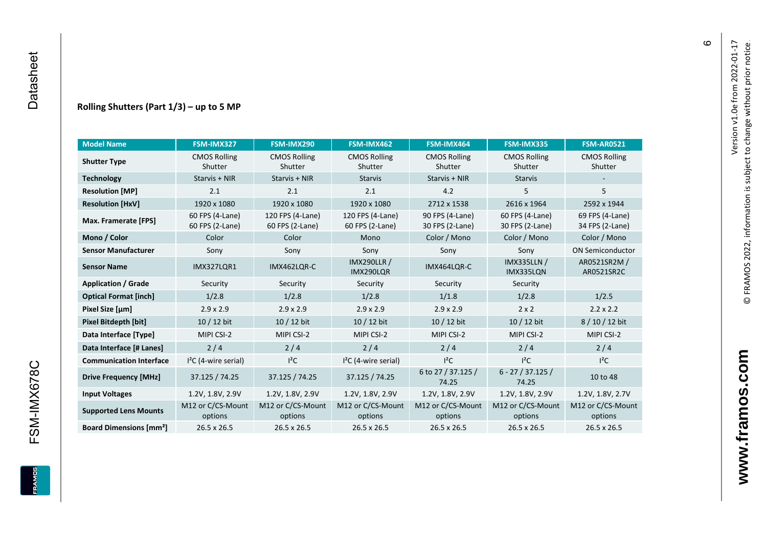### Rolling Shutters (Part 1/3) – up to 5 MP

| Model Name | FSM-IMX327 | FSM-IMX290 | FSM-IMX462 | FSM-IMX464 | FSM-IMX335 | FSM-AR0521 |
|---|---|---|---|---|---|---|
| **Shutter Type** | CMOS Rolling Shutter | CMOS Rolling Shutter | CMOS Rolling Shutter | CMOS Rolling Shutter | CMOS Rolling Shutter | CMOS Rolling Shutter |
| **Technology** | Starvis + NIR | Starvis + NIR | Starvis | Starvis + NIR | Starvis | - |
| **Resolution [MP]** | 2.1 | 2.1 | 2.1 | 4.2 | 5 | 5 |
| **Resolution [HxV]** | 1920 x 1080 | 1920 x 1080 | 1920 x 1080 | 2712 x 1538 | 2616 x 1964 | 2592 x 1944 |
| **Max. Framerate [FPS]** | 60 FPS (4-Lane) 60 FPS (2-Lane) | 120 FPS (4-Lane) 60 FPS (2-Lane) | 120 FPS (4-Lane) 60 FPS (2-Lane) | 90 FPS (4-Lane) 30 FPS (2-Lane) | 60 FPS (4-Lane) 30 FPS (2-Lane) | 69 FPS (4-Lane) 34 FPS (2-Lane) |
| **Mono / Color** | Color | Color | Mono | Color / Mono | Color / Mono | Color / Mono |
| **Sensor Manufacturer** | Sony | Sony | Sony | Sony | Sony | ON Semiconductor |
| **Sensor Name** | IMX327LQR1 | IMX462LQR-C | IMX290LLR / IMX290LQR | IMX464LQR-C | IMX335LLN / IMX335LQN | AR0521SR2M / AR0521SR2C |
| **Application / Grade** | Security | Security | Security | Security | Security | |
| **Optical Format [inch]** | 1/2.8 | 1/2.8 | 1/2.8 | 1/1.8 | 1/2.8 | 1/2.5 |
| **Pixel Size [µm]** | 2.9 x 2.9 | 2.9 x 2.9 | 2.9 x 2.9 | 2.9 x 2.9 | 2 x 2 | 2.2 x 2.2 |
| **Pixel Bitdepth [bit]** | 10 / 12 bit | 10 / 12 bit | 10 / 12 bit | 10 / 12 bit | 10 / 12 bit | 8 / 10 / 12 bit |
| **Data Interface [Type]** | MIPI CSI-2 | MIPI CSI-2 | MIPI CSI-2 | MIPI CSI-2 | MIPI CSI-2 | MIPI CSI-2 |
| **Data Interface [# Lanes]** | 2 / 4 | 2 / 4 | 2 / 4 | 2 / 4 | 2 / 4 | 2 / 4 |
| **Communication Interface** | I²C (4-wire serial) | I²C | I²C (4-wire serial) | I²C | I²C | I²C |
| **Drive Frequency [MHz]** | 37.125 / 74.25 | 37.125 / 74.25 | 37.125 / 74.25 | 6 to 27 / 37.125 / 74.25 | 6 - 27 / 37.125 / 74.25 | 10 to 48 |
| **Input Voltages** | 1.2V, 1.8V, 2.9V | 1.2V, 1.8V, 2.9V | 1.2V, 1.8V, 2.9V | 1.2V, 1.8V, 2.9V | 1.2V, 1.8V, 2.9V | 1.2V, 1.8V, 2.7V |
| **Supported Lens Mounts** | M12 or C/CS-Mount options | M12 or C/CS-Mount options | M12 or C/CS-Mount options | M12 or C/CS-Mount options | M12 or C/CS-Mount options | M12 or C/CS-Mount options |
| **Board Dimensions [mm²]** | 26.5 x 26.5 | 26.5 x 26.5 | 26.5 x 26.5 | 26.5 x 26.5 | 26.5 x 26.5 | 26.5 x 26.5 |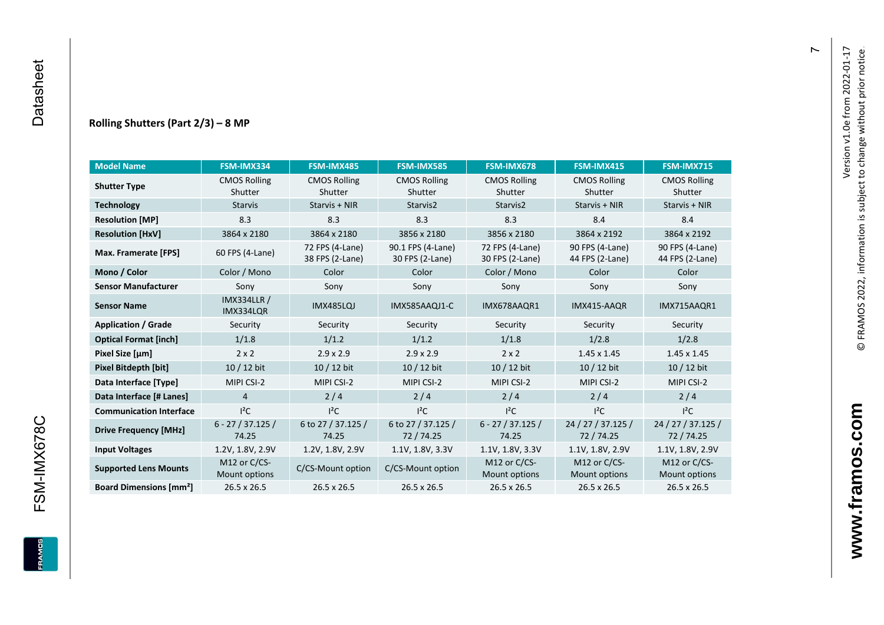### Rolling Shutters (Part 2/3) – 8 MP

| Model Name | FSM-IMX334 | FSM-IMX485 | FSM-IMX585 | FSM-IMX678 | FSM-IMX415 | FSM-IMX715 |
|---|---|---|---|---|---|---|
| **Shutter Type** | CMOS Rolling Shutter | CMOS Rolling Shutter | CMOS Rolling Shutter | CMOS Rolling Shutter | CMOS Rolling Shutter | CMOS Rolling Shutter |
| **Technology** | Starvis | Starvis + NIR | Starvis2 | Starvis2 | Starvis + NIR | Starvis + NIR |
| **Resolution [MP]** | 8.3 | 8.3 | 8.3 | 8.3 | 8.4 | 8.4 |
| **Resolution [HxV]** | 3864 x 2180 | 3864 x 2180 | 3856 x 2180 | 3856 x 2180 | 3864 x 2192 | 3864 x 2192 |
| **Max. Framerate [FPS]** | 60 FPS (4-Lane) | 72 FPS (4-Lane) 38 FPS (2-Lane) | 90.1 FPS (4-Lane) 30 FPS (2-Lane) | 72 FPS (4-Lane) 30 FPS (2-Lane) | 90 FPS (4-Lane) 44 FPS (2-Lane) | 90 FPS (4-Lane) 44 FPS (2-Lane) |
| **Mono / Color** | Color / Mono | Color | Color | Color / Mono | Color | Color |
| **Sensor Manufacturer** | Sony | Sony | Sony | Sony | Sony | Sony |
| **Sensor Name** | IMX334LLR / IMX334LQR | IMX485LQJ | IMX585AAQJ1-C | IMX678AAQR1 | IMX415-AAQR | IMX715AAQR1 |
| **Application / Grade** | Security | Security | Security | Security | Security | Security |
| **Optical Format [inch]** | 1/1.8 | 1/1.2 | 1/1.2 | 1/1.8 | 1/2.8 | 1/2.8 |
| **Pixel Size [µm]** | 2 x 2 | 2.9 x 2.9 | 2.9 x 2.9 | 2 x 2 | 1.45 x 1.45 | 1.45 x 1.45 |
| **Pixel Bitdepth [bit]** | 10 / 12 bit | 10 / 12 bit | 10 / 12 bit | 10 / 12 bit | 10 / 12 bit | 10 / 12 bit |
| **Data Interface [Type]** | MIPI CSI-2 | MIPI CSI-2 | MIPI CSI-2 | MIPI CSI-2 | MIPI CSI-2 | MIPI CSI-2 |
| **Data Interface [# Lanes]** | 4 | 2 / 4 | 2 / 4 | 2 / 4 | 2 / 4 | 2 / 4 |
| **Communication Interface** | I²C | I²C | I²C | I²C | I²C | I²C |
| **Drive Frequency [MHz]** | 6 - 27 / 37.125 / 74.25 | 6 to 27 / 37.125 / 74.25 | 6 to 27 / 37.125 / 72 / 74.25 | 6 - 27 / 37.125 / 74.25 | 24 / 27 / 37.125 / 72 / 74.25 | 24 / 27 / 37.125 / 72 / 74.25 |
| **Input Voltages** | 1.2V, 1.8V, 2.9V | 1.2V, 1.8V, 2.9V | 1.1V, 1.8V, 3.3V | 1.1V, 1.8V, 3.3V | 1.1V, 1.8V, 2.9V | 1.1V, 1.8V, 2.9V |
| **Supported Lens Mounts** | M12 or C/CS-Mount options | C/CS-Mount option | C/CS-Mount option | M12 or C/CS-Mount options | M12 or C/CS-Mount options | M12 or C/CS-Mount options |
| **Board Dimensions [mm²]** | 26.5 x 26.5 | 26.5 x 26.5 | 26.5 x 26.5 | 26.5 x 26.5 | 26.5 x 26.5 | 26.5 x 26.5 |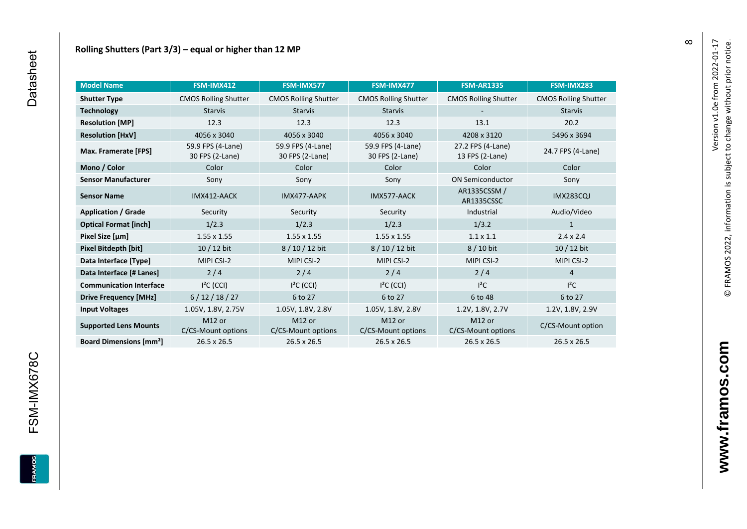## Rolling Shutters (Part 3/3) – equal or higher than 12 MP

| Model Name | FSM-IMX412 | FSM-IMX577 | FSM-IMX477 | FSM-AR1335 | FSM-IMX283 |
|---|---|---|---|---|---|
| **Shutter Type** | CMOS Rolling Shutter | CMOS Rolling Shutter | CMOS Rolling Shutter | CMOS Rolling Shutter | CMOS Rolling Shutter |
| **Technology** | Starvis | Starvis | Starvis | - | Starvis |
| **Resolution [MP]** | 12.3 | 12.3 | 12.3 | 13.1 | 20.2 |
| **Resolution [HxV]** | 4056 x 3040 | 4056 x 3040 | 4056 x 3040 | 4208 x 3120 | 5496 x 3694 |
| **Max. Framerate [FPS]** | 59.9 FPS (4-Lane) 30 FPS (2-Lane) | 59.9 FPS (4-Lane) 30 FPS (2-Lane) | 59.9 FPS (4-Lane) 30 FPS (2-Lane) | 27.2 FPS (4-Lane) 13 FPS (2-Lane) | 24.7 FPS (4-Lane) |
| **Mono / Color** | Color | Color | Color | Color | Color |
| **Sensor Manufacturer** | Sony | Sony | Sony | ON Semiconductor | Sony |
| **Sensor Name** | IMX412-AACK | IMX477-AAPK | IMX577-AACK | AR1335CSSM / AR1335CSSC | IMX283CQJ |
| **Application / Grade** | Security | Security | Security | Industrial | Audio/Video |
| **Optical Format [inch]** | 1/2.3 | 1/2.3 | 1/2.3 | 1/3.2 | 1 |
| **Pixel Size [µm]** | 1.55 x 1.55 | 1.55 x 1.55 | 1.55 x 1.55 | 1.1 x 1.1 | 2.4 x 2.4 |
| **Pixel Bitdepth [bit]** | 10 / 12 bit | 8 / 10 / 12 bit | 8 / 10 / 12 bit | 8 / 10 bit | 10 / 12 bit |
| **Data Interface [Type]** | MIPI CSI-2 | MIPI CSI-2 | MIPI CSI-2 | MIPI CSI-2 | MIPI CSI-2 |
| **Data Interface [# Lanes]** | 2 / 4 | 2 / 4 | 2 / 4 | 2 / 4 | 4 |
| **Communication Interface** | I²C (CCI) | I²C (CCI) | I²C (CCI) | I²C | I²C |
| **Drive Frequency [MHz]** | 6 / 12 / 18 / 27 | 6 to 27 | 6 to 27 | 6 to 48 | 6 to 27 |
| **Input Voltages** | 1.05V, 1.8V, 2.75V | 1.05V, 1.8V, 2.8V | 1.05V, 1.8V, 2.8V | 1.2V, 1.8V, 2.7V | 1.2V, 1.8V, 2.9V |
| **Supported Lens Mounts** | M12 or C/CS-Mount options | M12 or C/CS-Mount options | M12 or C/CS-Mount options | M12 or C/CS-Mount options | C/CS-Mount option |
| **Board Dimensions [mm²]** | 26.5 x 26.5 | 26.5 x 26.5 | 26.5 x 26.5 | 26.5 x 26.5 | 26.5 x 26.5 |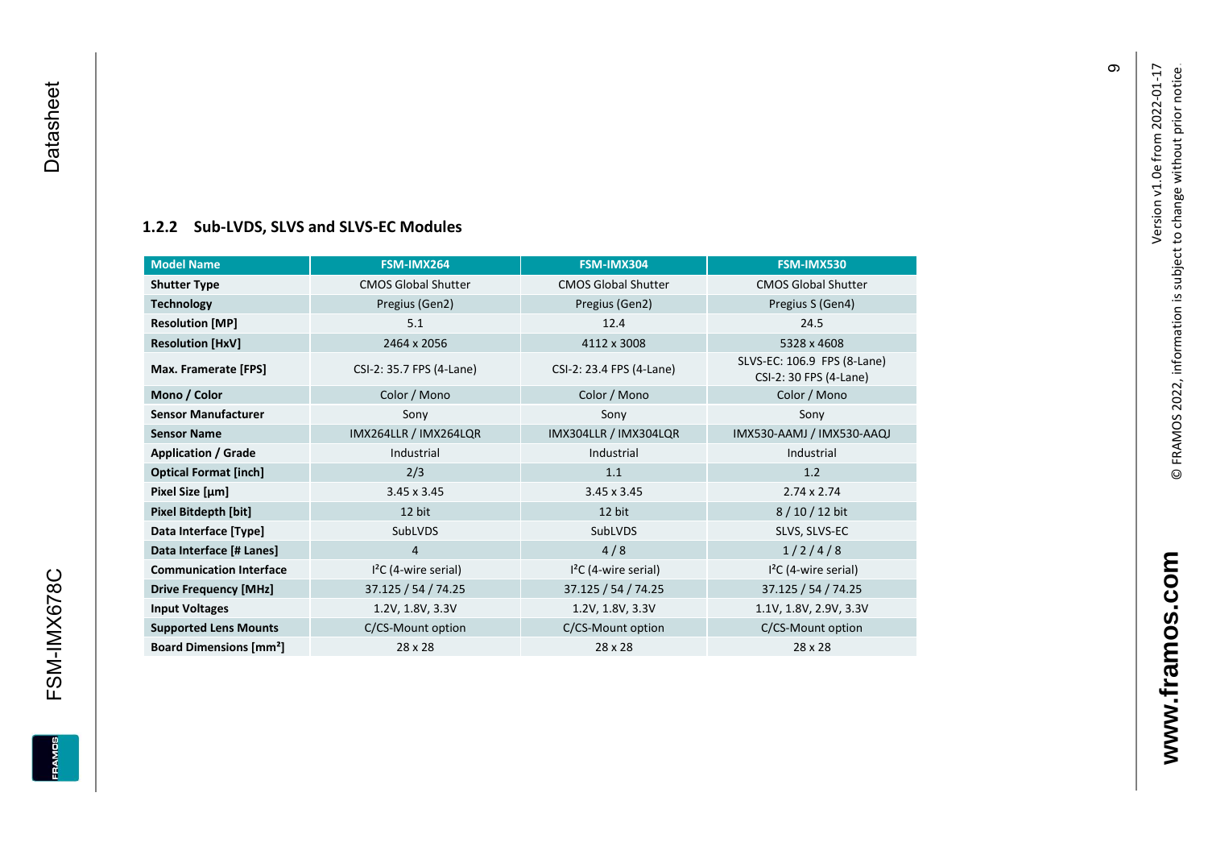### 1.2.2 Sub-LVDS, SLVS and SLVS-EC Modules

| Model Name | FSM-IMX264 | FSM-IMX304 | FSM-IMX530 |
|---|---|---|---|
| **Shutter Type** | CMOS Global Shutter | CMOS Global Shutter | CMOS Global Shutter |
| **Technology** | Pregius (Gen2) | Pregius (Gen2) | Pregius S (Gen4) |
| **Resolution [MP]** | 5.1 | 12.4 | 24.5 |
| **Resolution [HxV]** | 2464 x 2056 | 4112 x 3008 | 5328 x 4608 |
| **Max. Framerate [FPS]** | CSI-2: 35.7 FPS (4-Lane) | CSI-2: 23.4 FPS (4-Lane) | SLVS-EC: 106.9 FPS (8-Lane) CSI-2: 30 FPS (4-Lane) |
| **Mono / Color** | Color / Mono | Color / Mono | Color / Mono |
| **Sensor Manufacturer** | Sony | Sony | Sony |
| **Sensor Name** | IMX264LLR / IMX264LQR | IMX304LLR / IMX304LQR | IMX530-AAMJ / IMX530-AAQJ |
| **Application / Grade** | Industrial | Industrial | Industrial |
| **Optical Format [inch]** | 2/3 | 1.1 | 1.2 |
| **Pixel Size [µm]** | 3.45 x 3.45 | 3.45 x 3.45 | 2.74 x 2.74 |
| **Pixel Bitdepth [bit]** | 12 bit | 12 bit | 8 / 10 / 12 bit |
| **Data Interface [Type]** | SubLVDS | SubLVDS | SLVS, SLVS-EC |
| **Data Interface [# Lanes]** | 4 | 4 / 8 | 1 / 2 / 4 / 8 |
| **Communication Interface** | I²C (4-wire serial) | I²C (4-wire serial) | I²C (4-wire serial) |
| **Drive Frequency [MHz]** | 37.125 / 54 / 74.25 | 37.125 / 54 / 74.25 | 37.125 / 54 / 74.25 |
| **Input Voltages** | 1.2V, 1.8V, 3.3V | 1.2V, 1.8V, 3.3V | 1.1V, 1.8V, 2.9V, 3.3V |
| **Supported Lens Mounts** | C/CS-Mount option | C/CS-Mount option | C/CS-Mount option |
| **Board Dimensions [mm²]** | 28 x 28 | 28 x 28 | 28 x 28 |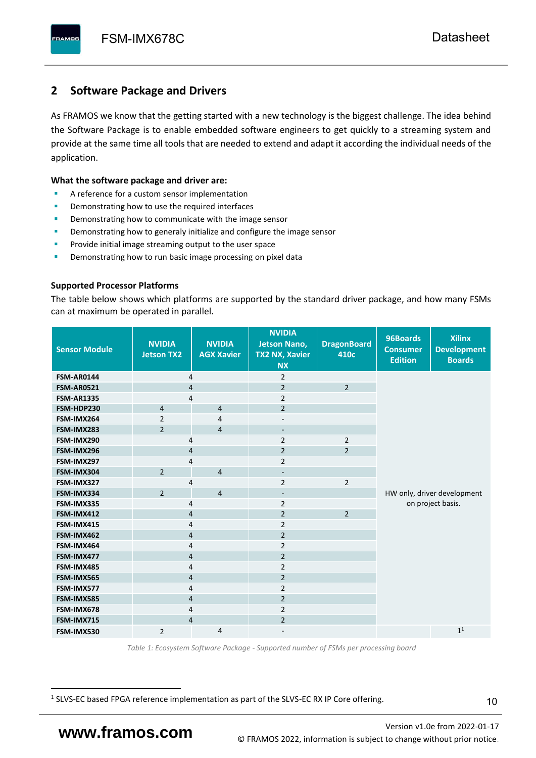# 2 Software Package and Drivers

As FRAMOS we know that the getting started with a new technology is the biggest challenge. The idea behind the Software Package is to enable embedded software engineers to get quickly to a streaming system and provide at the same time all tools that are needed to extend and adapt it according the individual needs of the application.

**What the software package and driver are:**

- A reference for a custom sensor implementation
- Demonstrating how to use the required interfaces
- Demonstrating how to communicate with the image sensor
- Demonstrating how to generaly initialize and configure the image sensor
- Provide initial image streaming output to the user space
- Demonstrating how to run basic image processing on pixel data

**Supported Processor Platforms**

The table below shows which platforms are supported by the standard driver package, and how many FSMs can at maximum be operated in parallel.

| Sensor Module | NVIDIA Jetson TX2 | NVIDIA AGX Xavier | NVIDIA Jetson Nano, TX2 NX, Xavier NX | DragonBoard 410c | 96Boards Consumer Edition | Xilinx Development Boards |
|---|---|---|---|---|---|---|
| **FSM-AR0144** | 4 | | 2 | | | |
| **FSM-AR0521** | 4 | | 2 | 2 | | |
| **FSM-AR1335** | 4 | | 2 | | | |
| **FSM-HDP230** | 4 | 4 | 2 | | | |
| **FSM-IMX264** | 2 | 4 | - | | | |
| **FSM-IMX283** | 2 | 4 | - | | | |
| **FSM-IMX290** | 4 | | 2 | 2 | | |
| **FSM-IMX296** | 4 | | 2 | 2 | | |
| **FSM-IMX297** | 4 | | 2 | | | |
| **FSM-IMX304** | 2 | 4 | - | | | |
| **FSM-IMX327** | 4 | | 2 | 2 | | |
| **FSM-IMX334** | 2 | 4 | - | | HW only, driver development on project basis. | |
| **FSM-IMX335** | 4 | | 2 | | | |
| **FSM-IMX412** | 4 | | 2 | 2 | | |
| **FSM-IMX415** | 4 | | 2 | | | |
| **FSM-IMX462** | 4 | | 2 | | | |
| **FSM-IMX464** | 4 | | 2 | | | |
| **FSM-IMX477** | 4 | | 2 | | | |
| **FSM-IMX485** | 4 | | 2 | | | |
| **FSM-IMX565** | 4 | | 2 | | | |
| **FSM-IMX577** | 4 | | 2 | | | |
| **FSM-IMX585** | 4 | | 2 | | | |
| **FSM-IMX678** | 4 | | 2 | | | |
| **FSM-IMX715** | 4 | | 2 | | | |
| **FSM-IMX530** | 2 | 4 | - | | | 1[1] |

*Table 1: Ecosystem Software Package - Supported number of FSMs per processing board*

[1] SLVS-EC based FPGA reference implementation as part of the SLVS-EC RX IP Core offering.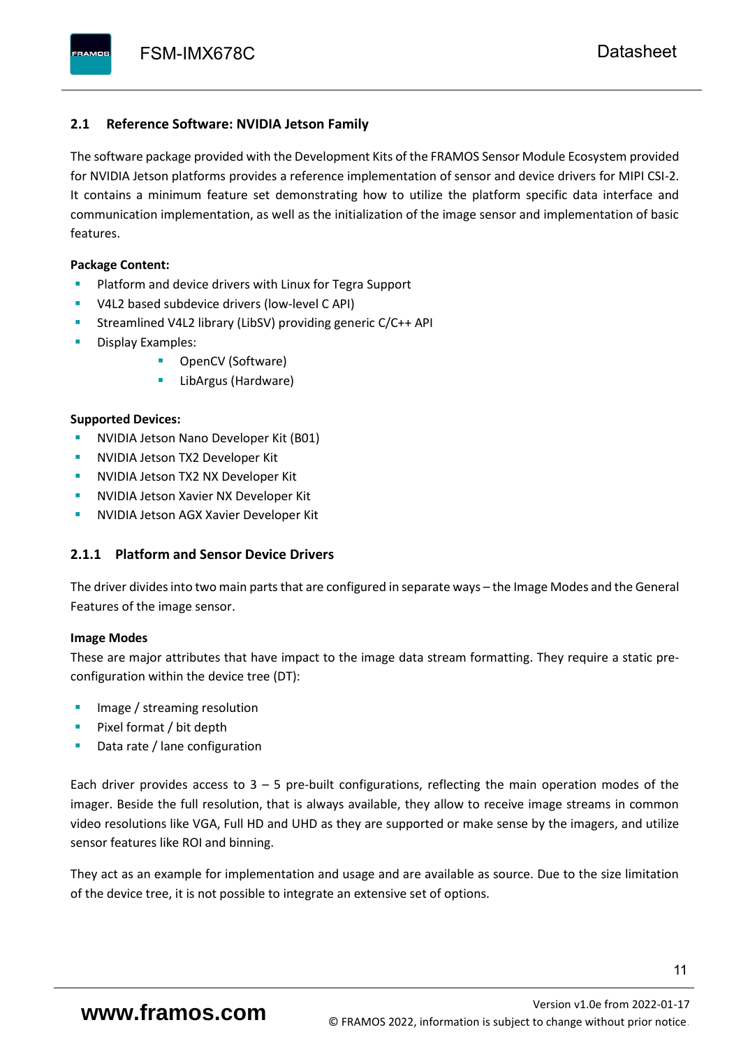## 2.1 Reference Software: NVIDIA Jetson Family

The software package provided with the Development Kits of the FRAMOS Sensor Module Ecosystem provided for NVIDIA Jetson platforms provides a reference implementation of sensor and device drivers for MIPI CSI-2. It contains a minimum feature set demonstrating how to utilize the platform specific data interface and communication implementation, as well as the initialization of the image sensor and implementation of basic features.

**Package Content:**

- Platform and device drivers with Linux for Tegra Support
- V4L2 based subdevice drivers (low-level C API)
- Streamlined V4L2 library (LibSV) providing generic C/C++ API
- Display Examples:
  - OpenCV (Software)
  - LibArgus (Hardware)

**Supported Devices:**

- NVIDIA Jetson Nano Developer Kit (B01)
- NVIDIA Jetson TX2 Developer Kit
- NVIDIA Jetson TX2 NX Developer Kit
- NVIDIA Jetson Xavier NX Developer Kit
- NVIDIA Jetson AGX Xavier Developer Kit

### 2.1.1 Platform and Sensor Device Drivers

The driver divides into two main parts that are configured in separate ways – the Image Modes and the General Features of the image sensor.

**Image Modes**

These are major attributes that have impact to the image data stream formatting. They require a static pre-configuration within the device tree (DT):

- Image / streaming resolution
- Pixel format / bit depth
- Data rate / lane configuration

Each driver provides access to 3 – 5 pre-built configurations, reflecting the main operation modes of the imager. Beside the full resolution, that is always available, they allow to receive image streams in common video resolutions like VGA, Full HD and UHD as they are supported or make sense by the imagers, and utilize sensor features like ROI and binning.

They act as an example for implementation and usage and are available as source. Due to the size limitation of the device tree, it is not possible to integrate an extensive set of options.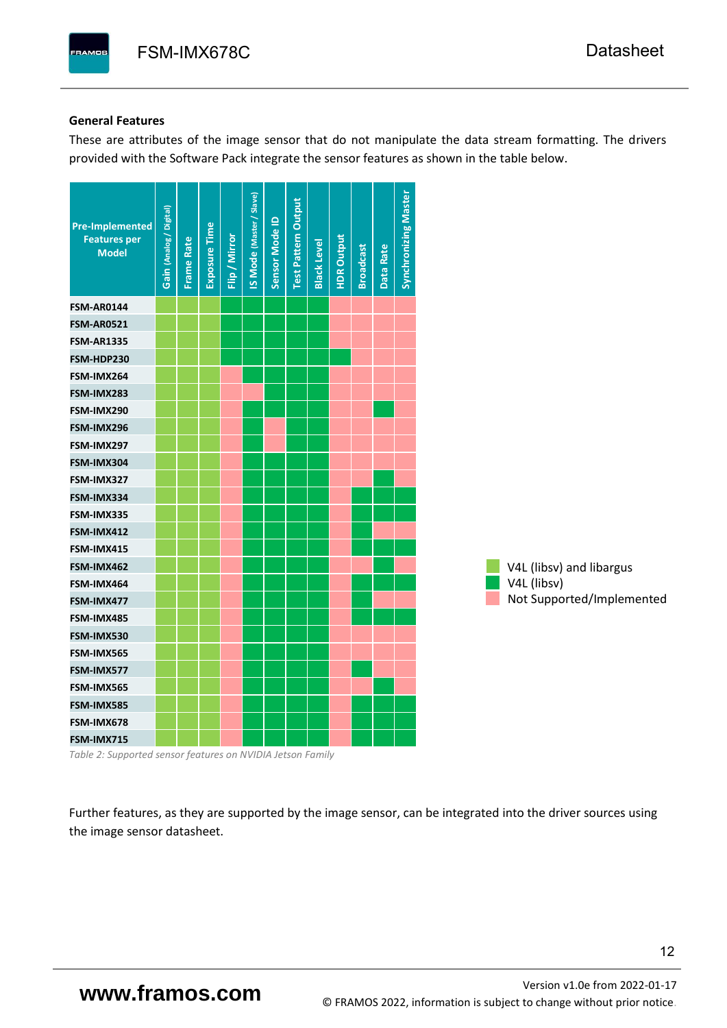**General Features**

These are attributes of the image sensor that do not manipulate the data stream formatting. The drivers provided with the Software Pack integrate the sensor features as shown in the table below.

| Pre-Implemented Features per Model | Gain (Analog / Digital) | Frame Rate | Exposure Time | Flip / Mirror | IS Mode (Master / Slave) | Sensor Mode ID | Test Pattern Output | Black Level | HDR Output | Broadcast | Data Rate | Synchronizing Master |
|---|---|---|---|---|---|---|---|---|---|---|---|---|
| FSM-AR0144 | V4L (libsv) and libargus | V4L (libsv) and libargus | V4L (libsv) and libargus | V4L (libsv) | V4L (libsv) | V4L (libsv) | V4L (libsv) | V4L (libsv) | Not Supported/Implemented | Not Supported/Implemented | Not Supported/Implemented | Not Supported/Implemented |
| FSM-AR0521 | V4L (libsv) and libargus | V4L (libsv) and libargus | V4L (libsv) and libargus | V4L (libsv) | V4L (libsv) | V4L (libsv) | V4L (libsv) | V4L (libsv) | Not Supported/Implemented | Not Supported/Implemented | Not Supported/Implemented | Not Supported/Implemented |
| FSM-AR1335 | V4L (libsv) and libargus | V4L (libsv) and libargus | V4L (libsv) and libargus | V4L (libsv) | V4L (libsv) | V4L (libsv) | V4L (libsv) | V4L (libsv) | Not Supported/Implemented | Not Supported/Implemented | Not Supported/Implemented | Not Supported/Implemented |
| FSM-HDP230 | V4L (libsv) and libargus | V4L (libsv) and libargus | V4L (libsv) and libargus | V4L (libsv) | V4L (libsv) | V4L (libsv) | V4L (libsv) | V4L (libsv) | V4L (libsv) | Not Supported/Implemented | Not Supported/Implemented | Not Supported/Implemented |
| FSM-IMX264 | V4L (libsv) and libargus | V4L (libsv) and libargus | V4L (libsv) and libargus | Not Supported/Implemented | V4L (libsv) | V4L (libsv) | V4L (libsv) | V4L (libsv) | Not Supported/Implemented | Not Supported/Implemented | Not Supported/Implemented | Not Supported/Implemented |
| FSM-IMX283 | V4L (libsv) and libargus | V4L (libsv) and libargus | V4L (libsv) and libargus | Not Supported/Implemented | Not Supported/Implemented | V4L (libsv) | V4L (libsv) | V4L (libsv) | Not Supported/Implemented | Not Supported/Implemented | Not Supported/Implemented | Not Supported/Implemented |
| FSM-IMX290 | V4L (libsv) and libargus | V4L (libsv) and libargus | V4L (libsv) and libargus | Not Supported/Implemented | V4L (libsv) | V4L (libsv) | V4L (libsv) | V4L (libsv) | Not Supported/Implemented | Not Supported/Implemented | V4L (libsv) | Not Supported/Implemented |
| FSM-IMX296 | V4L (libsv) and libargus | V4L (libsv) and libargus | V4L (libsv) and libargus | Not Supported/Implemented | V4L (libsv) | Not Supported/Implemented | V4L (libsv) | V4L (libsv) | Not Supported/Implemented | Not Supported/Implemented | Not Supported/Implemented | Not Supported/Implemented |
| FSM-IMX297 | V4L (libsv) and libargus | V4L (libsv) and libargus | V4L (libsv) and libargus | Not Supported/Implemented | V4L (libsv) | Not Supported/Implemented | V4L (libsv) | V4L (libsv) | Not Supported/Implemented | Not Supported/Implemented | Not Supported/Implemented | Not Supported/Implemented |
| FSM-IMX304 | V4L (libsv) and libargus | V4L (libsv) and libargus | V4L (libsv) and libargus | Not Supported/Implemented | V4L (libsv) | V4L (libsv) | V4L (libsv) | V4L (libsv) | Not Supported/Implemented | Not Supported/Implemented | Not Supported/Implemented | Not Supported/Implemented |
| FSM-IMX327 | V4L (libsv) and libargus | V4L (libsv) and libargus | V4L (libsv) and libargus | Not Supported/Implemented | V4L (libsv) | V4L (libsv) | V4L (libsv) | V4L (libsv) | Not Supported/Implemented | Not Supported/Implemented | V4L (libsv) | Not Supported/Implemented |
| FSM-IMX334 | V4L (libsv) and libargus | V4L (libsv) and libargus | V4L (libsv) and libargus | Not Supported/Implemented | V4L (libsv) | V4L (libsv) | V4L (libsv) | V4L (libsv) | Not Supported/Implemented | V4L (libsv) | V4L (libsv) | V4L (libsv) |
| FSM-IMX335 | V4L (libsv) and libargus | V4L (libsv) and libargus | V4L (libsv) and libargus | Not Supported/Implemented | V4L (libsv) | V4L (libsv) | V4L (libsv) | V4L (libsv) | Not Supported/Implemented | V4L (libsv) | V4L (libsv) | V4L (libsv) |
| FSM-IMX412 | V4L (libsv) and libargus | V4L (libsv) and libargus | V4L (libsv) and libargus | Not Supported/Implemented | V4L (libsv) | V4L (libsv) | V4L (libsv) | V4L (libsv) | Not Supported/Implemented | V4L (libsv) | Not Supported/Implemented | Not Supported/Implemented |
| FSM-IMX415 | V4L (libsv) and libargus | V4L (libsv) and libargus | V4L (libsv) and libargus | Not Supported/Implemented | V4L (libsv) | V4L (libsv) | V4L (libsv) | V4L (libsv) | Not Supported/Implemented | V4L (libsv) | V4L (libsv) | V4L (libsv) |
| FSM-IMX462 | V4L (libsv) and libargus | V4L (libsv) and libargus | V4L (libsv) and libargus | Not Supported/Implemented | V4L (libsv) | V4L (libsv) | V4L (libsv) | V4L (libsv) | Not Supported/Implemented | Not Supported/Implemented | V4L (libsv) | Not Supported/Implemented |
| FSM-IMX464 | V4L (libsv) and libargus | V4L (libsv) and libargus | V4L (libsv) and libargus | Not Supported/Implemented | V4L (libsv) | V4L (libsv) | V4L (libsv) | V4L (libsv) | Not Supported/Implemented | V4L (libsv) | V4L (libsv) | V4L (libsv) |
| FSM-IMX477 | V4L (libsv) and libargus | V4L (libsv) and libargus | V4L (libsv) and libargus | Not Supported/Implemented | V4L (libsv) | V4L (libsv) | V4L (libsv) | V4L (libsv) | Not Supported/Implemented | V4L (libsv) | Not Supported/Implemented | Not Supported/Implemented |
| FSM-IMX485 | V4L (libsv) and libargus | V4L (libsv) and libargus | V4L (libsv) and libargus | Not Supported/Implemented | V4L (libsv) | V4L (libsv) | V4L (libsv) | V4L (libsv) | Not Supported/Implemented | V4L (libsv) | V4L (libsv) | V4L (libsv) |
| FSM-IMX530 | V4L (libsv) and libargus | V4L (libsv) and libargus | V4L (libsv) and libargus | Not Supported/Implemented | V4L (libsv) | V4L (libsv) | V4L (libsv) | V4L (libsv) | Not Supported/Implemented | Not Supported/Implemented | Not Supported/Implemented | Not Supported/Implemented |
| FSM-IMX565 | V4L (libsv) and libargus | V4L (libsv) and libargus | V4L (libsv) and libargus | Not Supported/Implemented | V4L (libsv) | V4L (libsv) | V4L (libsv) | V4L (libsv) | Not Supported/Implemented | Not Supported/Implemented | Not Supported/Implemented | Not Supported/Implemented |
| FSM-IMX577 | V4L (libsv) and libargus | V4L (libsv) and libargus | V4L (libsv) and libargus | Not Supported/Implemented | V4L (libsv) | V4L (libsv) | V4L (libsv) | V4L (libsv) | Not Supported/Implemented | V4L (libsv) | Not Supported/Implemented | Not Supported/Implemented |
| FSM-IMX565 | V4L (libsv) and libargus | V4L (libsv) and libargus | V4L (libsv) and libargus | Not Supported/Implemented | V4L (libsv) | V4L (libsv) | V4L (libsv) | V4L (libsv) | Not Supported/Implemented | Not Supported/Implemented | V4L (libsv) | Not Supported/Implemented |
| FSM-IMX585 | V4L (libsv) and libargus | V4L (libsv) and libargus | V4L (libsv) and libargus | Not Supported/Implemented | V4L (libsv) | V4L (libsv) | V4L (libsv) | V4L (libsv) | Not Supported/Implemented | V4L (libsv) | V4L (libsv) | V4L (libsv) |
| FSM-IMX678 | V4L (libsv) and libargus | V4L (libsv) and libargus | V4L (libsv) and libargus | Not Supported/Implemented | V4L (libsv) | V4L (libsv) | V4L (libsv) | V4L (libsv) | Not Supported/Implemented | V4L (libsv) | V4L (libsv) | V4L (libsv) |
| FSM-IMX715 | V4L (libsv) and libargus | V4L (libsv) and libargus | V4L (libsv) and libargus | Not Supported/Implemented | V4L (libsv) | V4L (libsv) | V4L (libsv) | V4L (libsv) | Not Supported/Implemented | V4L (libsv) | V4L (libsv) | V4L (libsv) |

Legend:
- V4L (libsv) and libargus
- V4L (libsv)
- Not Supported/Implemented

*Table 2: Supported sensor features on NVIDIA Jetson Family*

Further features, as they are supported by the image sensor, can be integrated into the driver sources using the image sensor datasheet.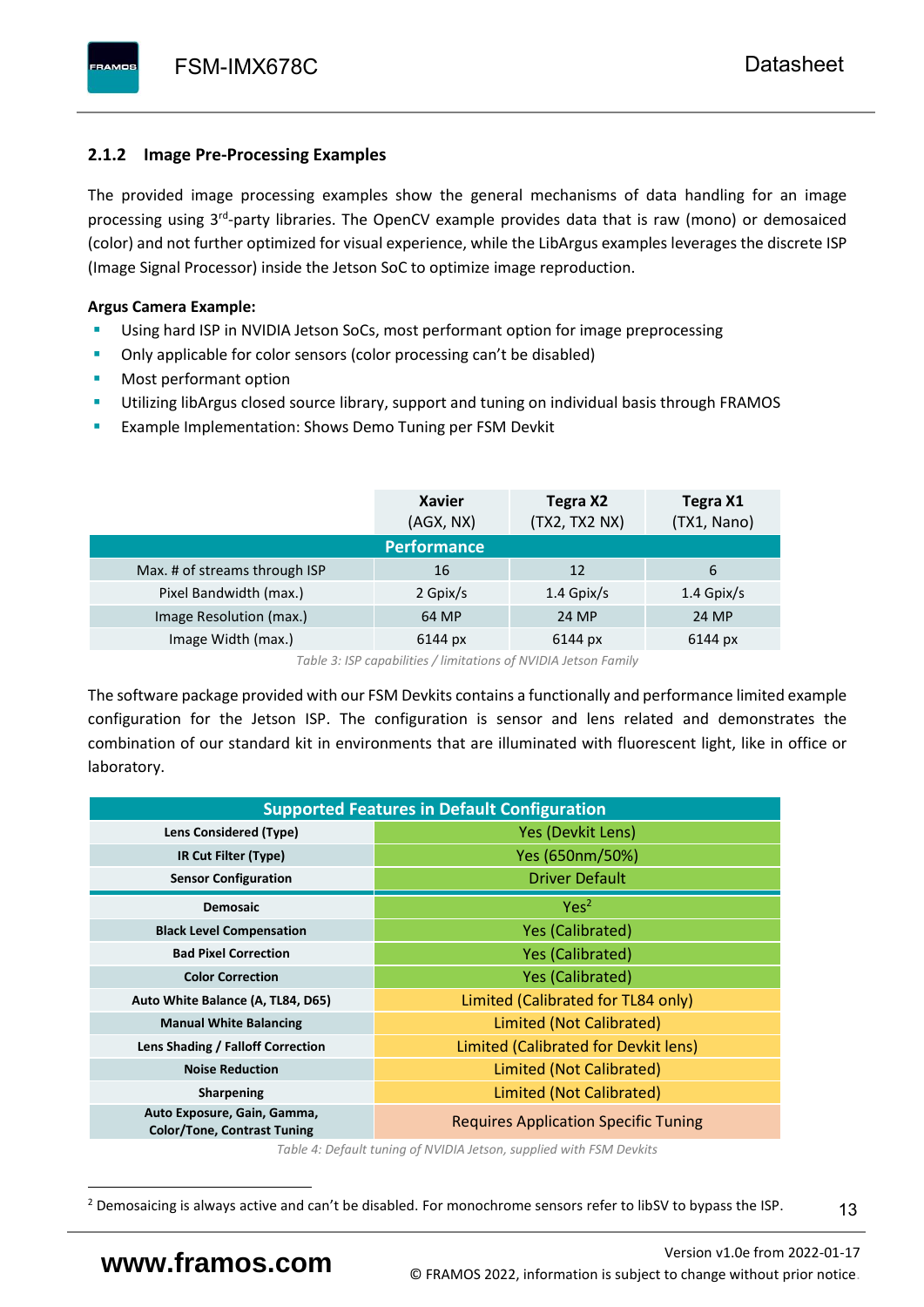### 2.1.2 Image Pre-Processing Examples

The provided image processing examples show the general mechanisms of data handling for an image processing using 3rd-party libraries. The OpenCV example provides data that is raw (mono) or demosaiced (color) and not further optimized for visual experience, while the LibArgus examples leverages the discrete ISP (Image Signal Processor) inside the Jetson SoC to optimize image reproduction.

**Argus Camera Example:**

- Using hard ISP in NVIDIA Jetson SoCs, most performant option for image preprocessing
- Only applicable for color sensors (color processing can't be disabled)
- Most performant option
- Utilizing libArgus closed source library, support and tuning on individual basis through FRAMOS
- Example Implementation: Shows Demo Tuning per FSM Devkit

| | **Xavier** (AGX, NX) | **Tegra X2** (TX2, TX2 NX) | **Tegra X1** (TX1, Nano) |
|---|---|---|---|
| **Performance** | | | |
| Max. # of streams through ISP | 16 | 12 | 6 |
| Pixel Bandwidth (max.) | 2 Gpix/s | 1.4 Gpix/s | 1.4 Gpix/s |
| Image Resolution (max.) | 64 MP | 24 MP | 24 MP |
| Image Width (max.) | 6144 px | 6144 px | 6144 px |

*Table 3: ISP capabilities / limitations of NVIDIA Jetson Family*

The software package provided with our FSM Devkits contains a functionally and performance limited example configuration for the Jetson ISP. The configuration is sensor and lens related and demonstrates the combination of our standard kit in environments that are illuminated with fluorescent light, like in office or laboratory.

| **Supported Features in Default Configuration** | |
|---|---|
| **Lens Considered (Type)** | Yes (Devkit Lens) |
| **IR Cut Filter (Type)** | Yes (650nm/50%) |
| **Sensor Configuration** | Driver Default |
| **Demosaic** | Yes[2] |
| **Black Level Compensation** | Yes (Calibrated) |
| **Bad Pixel Correction** | Yes (Calibrated) |
| **Color Correction** | Yes (Calibrated) |
| **Auto White Balance (A, TL84, D65)** | Limited (Calibrated for TL84 only) |
| **Manual White Balancing** | Limited (Not Calibrated) |
| **Lens Shading / Falloff Correction** | Limited (Calibrated for Devkit lens) |
| **Noise Reduction** | Limited (Not Calibrated) |
| **Sharpening** | Limited (Not Calibrated) |
| **Auto Exposure, Gain, Gamma, Color/Tone, Contrast Tuning** | Requires Application Specific Tuning |

*Table 4: Default tuning of NVIDIA Jetson, supplied with FSM Devkits*

[2] Demosaicing is always active and can't be disabled. For monochrome sensors refer to libSV to bypass the ISP.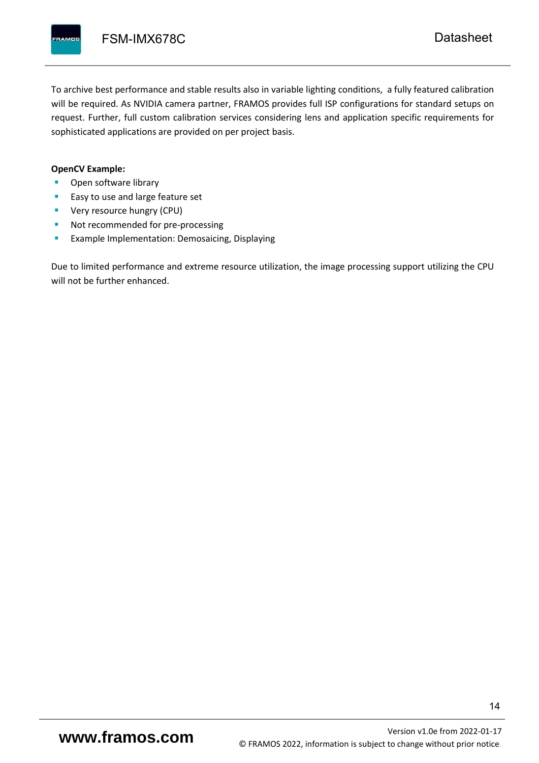To archive best performance and stable results also in variable lighting conditions,  a fully featured calibration will be required. As NVIDIA camera partner, FRAMOS provides full ISP configurations for standard setups on request. Further, full custom calibration services considering lens and application specific requirements for sophisticated applications are provided on per project basis.

**OpenCV Example:**

- Open software library
- Easy to use and large feature set
- Very resource hungry (CPU)
- Not recommended for pre-processing
- Example Implementation: Demosaicing, Displaying

Due to limited performance and extreme resource utilization, the image processing support utilizing the CPU will not be further enhanced.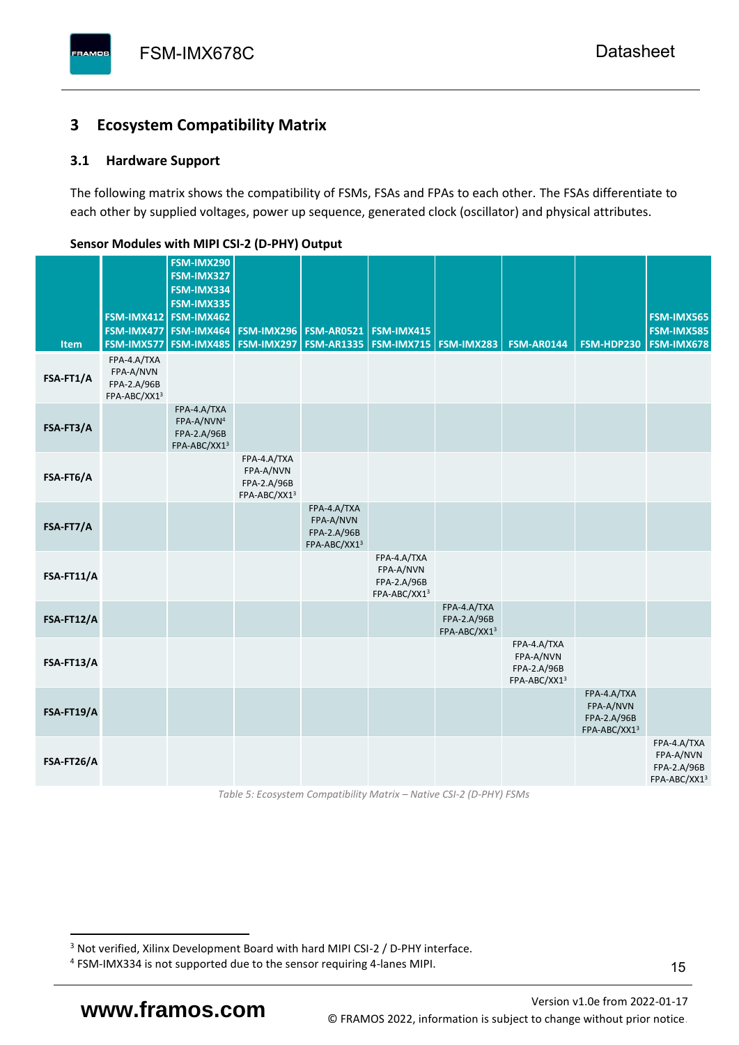## 3 Ecosystem Compatibility Matrix

### 3.1 Hardware Support

The following matrix shows the compatibility of FSMs, FSAs and FPAs to each other. The FSAs differentiate to each other by supplied voltages, power up sequence, generated clock (oscillator) and physical attributes.

**Sensor Modules with MIPI CSI-2 (D-PHY) Output**

| Item | FSM-IMX412 FSM-IMX477 FSM-IMX577 | FSM-IMX290 FSM-IMX327 FSM-IMX334 FSM-IMX335 FSM-IMX462 FSM-IMX464 FSM-IMX485 | FSM-IMX296 FSM-IMX297 | FSM-AR0521 FSM-AR1335 | FSM-IMX415 FSM-IMX715 | FSM-IMX283 | FSM-AR0144 | FSM-HDP230 | FSM-IMX565 FSM-IMX585 FSM-IMX678 |
|---|---|---|---|---|---|---|---|---|---|
| **FSA-FT1/A** | FPA-4.A/TXA FPA-A/NVN FPA-2.A/96B FPA-ABC/XX1[3] | | | | | | | | |
| **FSA-FT3/A** | | FPA-4.A/TXA FPA-A/NVN[4] FPA-2.A/96B FPA-ABC/XX1[3] | | | | | | | |
| **FSA-FT6/A** | | | FPA-4.A/TXA FPA-A/NVN FPA-2.A/96B FPA-ABC/XX1[3] | | | | | | |
| **FSA-FT7/A** | | | | FPA-4.A/TXA FPA-A/NVN FPA-2.A/96B FPA-ABC/XX1[3] | | | | | |
| **FSA-FT11/A** | | | | | FPA-4.A/TXA FPA-A/NVN FPA-2.A/96B FPA-ABC/XX1[3] | | | | |
| **FSA-FT12/A** | | | | | | FPA-4.A/TXA FPA-2.A/96B FPA-ABC/XX1[3] | | | |
| **FSA-FT13/A** | | | | | | | FPA-4.A/TXA FPA-A/NVN FPA-2.A/96B FPA-ABC/XX1[3] | | |
| **FSA-FT19/A** | | | | | | | | FPA-4.A/TXA FPA-A/NVN FPA-2.A/96B FPA-ABC/XX1[3] | |
| **FSA-FT26/A** | | | | | | | | | FPA-4.A/TXA FPA-A/NVN FPA-2.A/96B FPA-ABC/XX1[3] |

*Table 5: Ecosystem Compatibility Matrix – Native CSI-2 (D-PHY) FSMs*

[3] Not verified, Xilinx Development Board with hard MIPI CSI-2 / D-PHY interface.

[4] FSM-IMX334 is not supported due to the sensor requiring 4-lanes MIPI.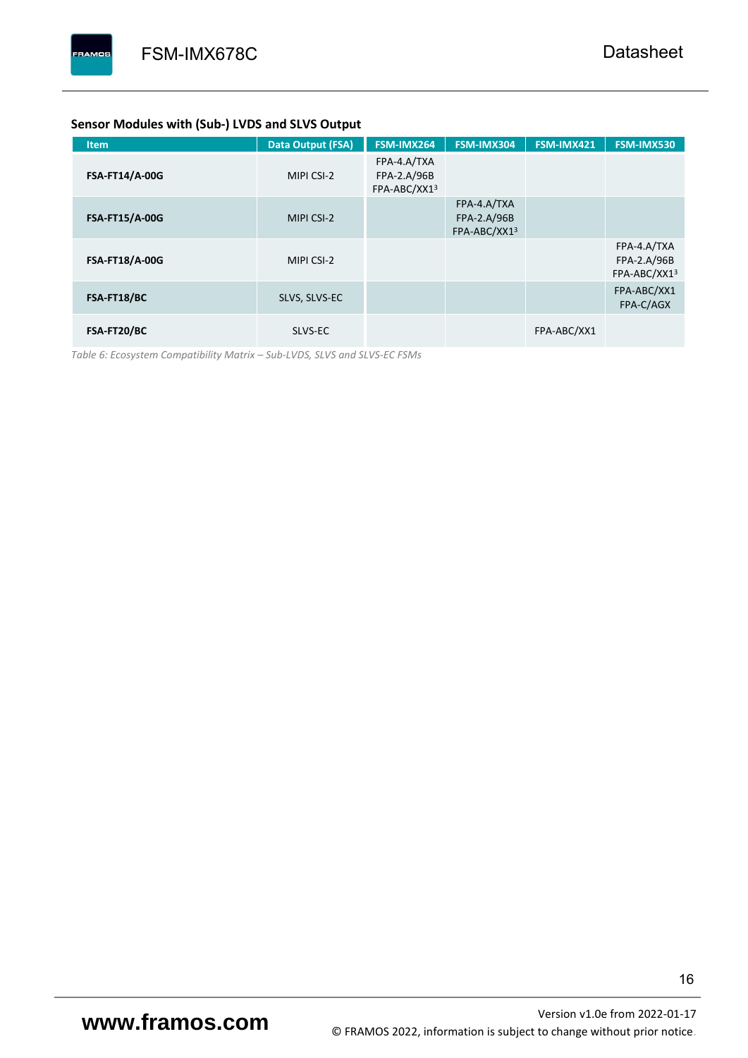#### Sensor Modules with (Sub-) LVDS and SLVS Output

| Item | Data Output (FSA) | FSM-IMX264 | FSM-IMX304 | FSM-IMX421 | FSM-IMX530 |
|---|---|---|---|---|---|
| **FSA-FT14/A-00G** | MIPI CSI-2 | FPA-4.A/TXA<br>FPA-2.A/96B<br>FPA-ABC/XX1[3] | | | |
| **FSA-FT15/A-00G** | MIPI CSI-2 | | FPA-4.A/TXA<br>FPA-2.A/96B<br>FPA-ABC/XX1[3] | | |
| **FSA-FT18/A-00G** | MIPI CSI-2 | | | | FPA-4.A/TXA<br>FPA-2.A/96B<br>FPA-ABC/XX1[3] |
| **FSA-FT18/BC** | SLVS, SLVS-EC | | | | FPA-ABC/XX1<br>FPA-C/AGX |
| **FSA-FT20/BC** | SLVS-EC | | | FPA-ABC/XX1 | |

*Table 6: Ecosystem Compatibility Matrix – Sub-LVDS, SLVS and SLVS-EC FSMs*